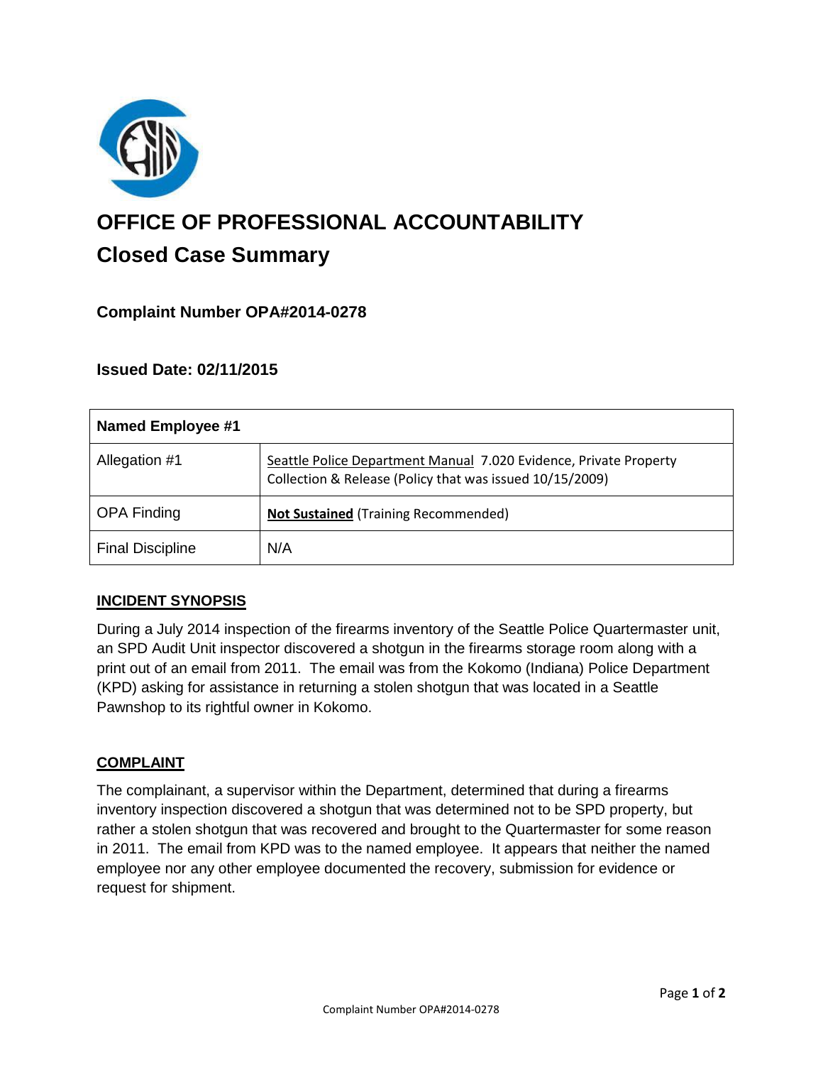# OFFICE OF PROFESSIONAL ACCOUNTABILITY

## Closed Case Summary

### Complaint Number OPA#2014-0278

### Issued Date: 02/11/2015

| Named Employee #1 | |
|---|---|
| Allegation #1 | Seattle Police Department Manual 7.020 Evidence, Private Property Collection & Release (Policy that was issued 10/15/2009) |
| OPA Finding | **Not Sustained** (Training Recommended) |
| Final Discipline | N/A |

**INCIDENT SYNOPSIS**

During a July 2014 inspection of the firearms inventory of the Seattle Police Quartermaster unit, an SPD Audit Unit inspector discovered a shotgun in the firearms storage room along with a print out of an email from 2011. The email was from the Kokomo (Indiana) Police Department (KPD) asking for assistance in returning a stolen shotgun that was located in a Seattle Pawnshop to its rightful owner in Kokomo.

**COMPLAINT**

The complainant, a supervisor within the Department, determined that during a firearms inventory inspection discovered a shotgun that was determined not to be SPD property, but rather a stolen shotgun that was recovered and brought to the Quartermaster for some reason in 2011. The email from KPD was to the named employee. It appears that neither the named employee nor any other employee documented the recovery, submission for evidence or request for shipment.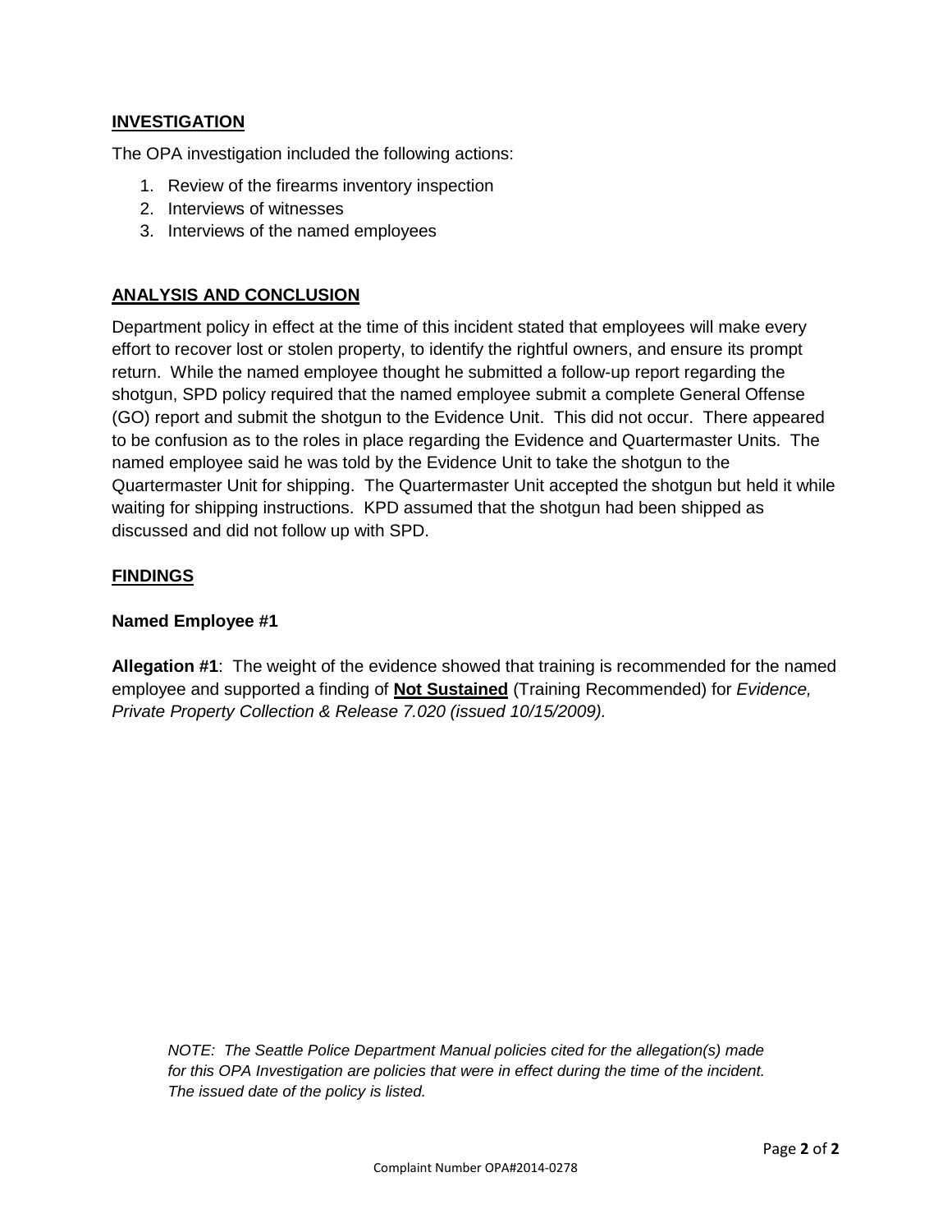## INVESTIGATION

The OPA investigation included the following actions:

1. Review of the firearms inventory inspection
2. Interviews of witnesses
3. Interviews of the named employees

## ANALYSIS AND CONCLUSION

Department policy in effect at the time of this incident stated that employees will make every effort to recover lost or stolen property, to identify the rightful owners, and ensure its prompt return. While the named employee thought he submitted a follow-up report regarding the shotgun, SPD policy required that the named employee submit a complete General Offense (GO) report and submit the shotgun to the Evidence Unit. This did not occur. There appeared to be confusion as to the roles in place regarding the Evidence and Quartermaster Units. The named employee said he was told by the Evidence Unit to take the shotgun to the Quartermaster Unit for shipping. The Quartermaster Unit accepted the shotgun but held it while waiting for shipping instructions. KPD assumed that the shotgun had been shipped as discussed and did not follow up with SPD.

## FINDINGS

### Named Employee #1

**Allegation #1**: The weight of the evidence showed that training is recommended for the named employee and supported a finding of **Not Sustained** (Training Recommended) for *Evidence, Private Property Collection & Release 7.020 (issued 10/15/2009).*

*NOTE: The Seattle Police Department Manual policies cited for the allegation(s) made for this OPA Investigation are policies that were in effect during the time of the incident. The issued date of the policy is listed.*

Complaint Number OPA#2014-0278